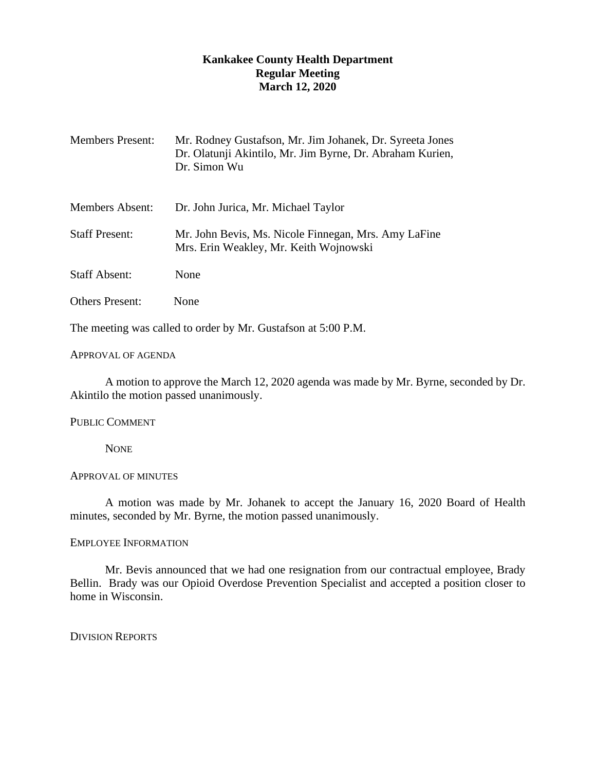**Kankakee County Health Department**
**Regular Meeting**
**March 12, 2020**

| | |
|---|---|
| Members Present: | Mr. Rodney Gustafson, Mr. Jim Johanek, Dr. Syreeta Jones Dr. Olatunji Akintilo, Mr. Jim Byrne, Dr. Abraham Kurien, Dr. Simon Wu |
| Members Absent: | Dr. John Jurica, Mr. Michael Taylor |
| Staff Present: | Mr. John Bevis, Ms. Nicole Finnegan, Mrs. Amy LaFine Mrs. Erin Weakley, Mr. Keith Wojnowski |
| Staff Absent: | None |
| Others Present: | None |

The meeting was called to order by Mr. Gustafson at 5:00 P.M.

APPROVAL OF AGENDA

A motion to approve the March 12, 2020 agenda was made by Mr. Byrne, seconded by Dr. Akintilo the motion passed unanimously.

PUBLIC COMMENT

NONE

APPROVAL OF MINUTES

A motion was made by Mr. Johanek to accept the January 16, 2020 Board of Health minutes, seconded by Mr. Byrne, the motion passed unanimously.

EMPLOYEE INFORMATION

Mr. Bevis announced that we had one resignation from our contractual employee, Brady Bellin. Brady was our Opioid Overdose Prevention Specialist and accepted a position closer to home in Wisconsin.

DIVISION REPORTS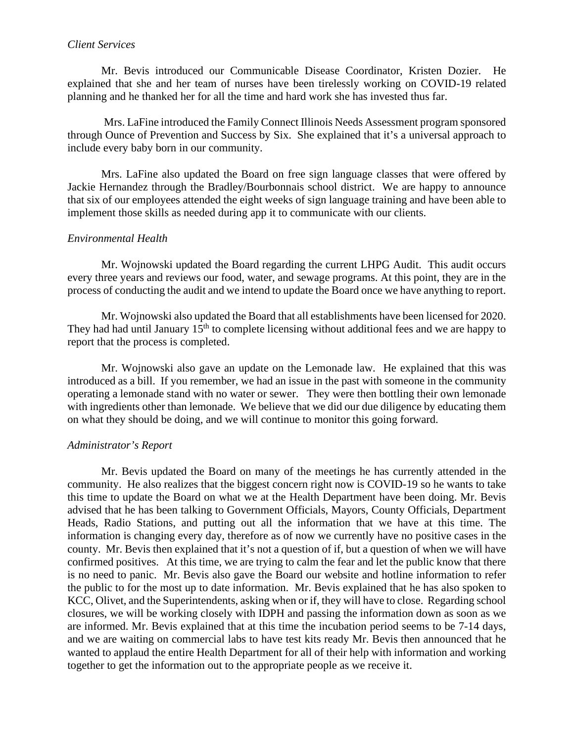*Client Services*

Mr. Bevis introduced our Communicable Disease Coordinator, Kristen Dozier. He explained that she and her team of nurses have been tirelessly working on COVID-19 related planning and he thanked her for all the time and hard work she has invested thus far.

Mrs. LaFine introduced the Family Connect Illinois Needs Assessment program sponsored through Ounce of Prevention and Success by Six. She explained that it's a universal approach to include every baby born in our community.

Mrs. LaFine also updated the Board on free sign language classes that were offered by Jackie Hernandez through the Bradley/Bourbonnais school district. We are happy to announce that six of our employees attended the eight weeks of sign language training and have been able to implement those skills as needed during app it to communicate with our clients.

*Environmental Health*

Mr. Wojnowski updated the Board regarding the current LHPG Audit. This audit occurs every three years and reviews our food, water, and sewage programs. At this point, they are in the process of conducting the audit and we intend to update the Board once we have anything to report.

Mr. Wojnowski also updated the Board that all establishments have been licensed for 2020. They had had until January 15th to complete licensing without additional fees and we are happy to report that the process is completed.

Mr. Wojnowski also gave an update on the Lemonade law. He explained that this was introduced as a bill. If you remember, we had an issue in the past with someone in the community operating a lemonade stand with no water or sewer. They were then bottling their own lemonade with ingredients other than lemonade. We believe that we did our due diligence by educating them on what they should be doing, and we will continue to monitor this going forward.

*Administrator's Report*

Mr. Bevis updated the Board on many of the meetings he has currently attended in the community. He also realizes that the biggest concern right now is COVID-19 so he wants to take this time to update the Board on what we at the Health Department have been doing. Mr. Bevis advised that he has been talking to Government Officials, Mayors, County Officials, Department Heads, Radio Stations, and putting out all the information that we have at this time. The information is changing every day, therefore as of now we currently have no positive cases in the county. Mr. Bevis then explained that it's not a question of if, but a question of when we will have confirmed positives. At this time, we are trying to calm the fear and let the public know that there is no need to panic. Mr. Bevis also gave the Board our website and hotline information to refer the public to for the most up to date information. Mr. Bevis explained that he has also spoken to KCC, Olivet, and the Superintendents, asking when or if, they will have to close. Regarding school closures, we will be working closely with IDPH and passing the information down as soon as we are informed. Mr. Bevis explained that at this time the incubation period seems to be 7-14 days, and we are waiting on commercial labs to have test kits ready Mr. Bevis then announced that he wanted to applaud the entire Health Department for all of their help with information and working together to get the information out to the appropriate people as we receive it.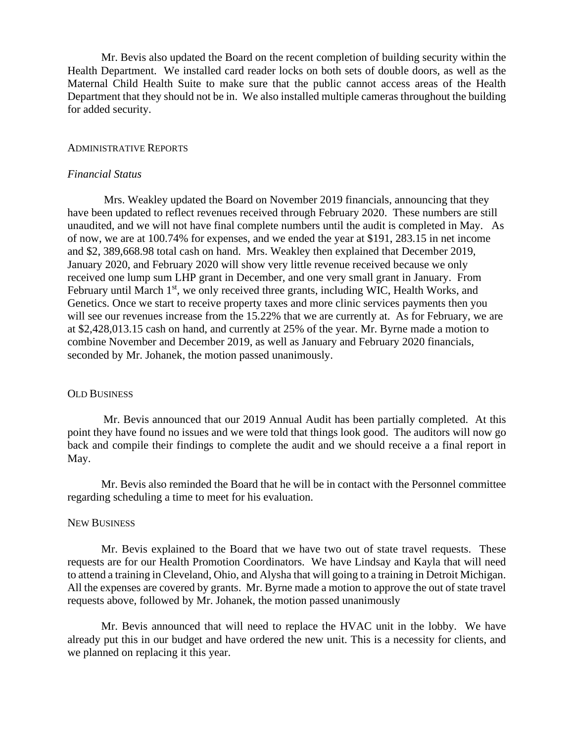Mr. Bevis also updated the Board on the recent completion of building security within the Health Department. We installed card reader locks on both sets of double doors, as well as the Maternal Child Health Suite to make sure that the public cannot access areas of the Health Department that they should not be in. We also installed multiple cameras throughout the building for added security.

## ADMINISTRATIVE REPORTS

### *Financial Status*

Mrs. Weakley updated the Board on November 2019 financials, announcing that they have been updated to reflect revenues received through February 2020. These numbers are still unaudited, and we will not have final complete numbers until the audit is completed in May. As of now, we are at 100.74% for expenses, and we ended the year at $191, 283.15 in net income and $2, 389,668.98 total cash on hand. Mrs. Weakley then explained that December 2019, January 2020, and February 2020 will show very little revenue received because we only received one lump sum LHP grant in December, and one very small grant in January. From February until March 1st, we only received three grants, including WIC, Health Works, and Genetics. Once we start to receive property taxes and more clinic services payments then you will see our revenues increase from the 15.22% that we are currently at. As for February, we are at $2,428,013.15 cash on hand, and currently at 25% of the year. Mr. Byrne made a motion to combine November and December 2019, as well as January and February 2020 financials, seconded by Mr. Johanek, the motion passed unanimously.

## OLD BUSINESS

Mr. Bevis announced that our 2019 Annual Audit has been partially completed. At this point they have found no issues and we were told that things look good. The auditors will now go back and compile their findings to complete the audit and we should receive a a final report in May.

Mr. Bevis also reminded the Board that he will be in contact with the Personnel committee regarding scheduling a time to meet for his evaluation.

## NEW BUSINESS

Mr. Bevis explained to the Board that we have two out of state travel requests. These requests are for our Health Promotion Coordinators. We have Lindsay and Kayla that will need to attend a training in Cleveland, Ohio, and Alysha that will going to a training in Detroit Michigan. All the expenses are covered by grants. Mr. Byrne made a motion to approve the out of state travel requests above, followed by Mr. Johanek, the motion passed unanimously

Mr. Bevis announced that will need to replace the HVAC unit in the lobby. We have already put this in our budget and have ordered the new unit. This is a necessity for clients, and we planned on replacing it this year.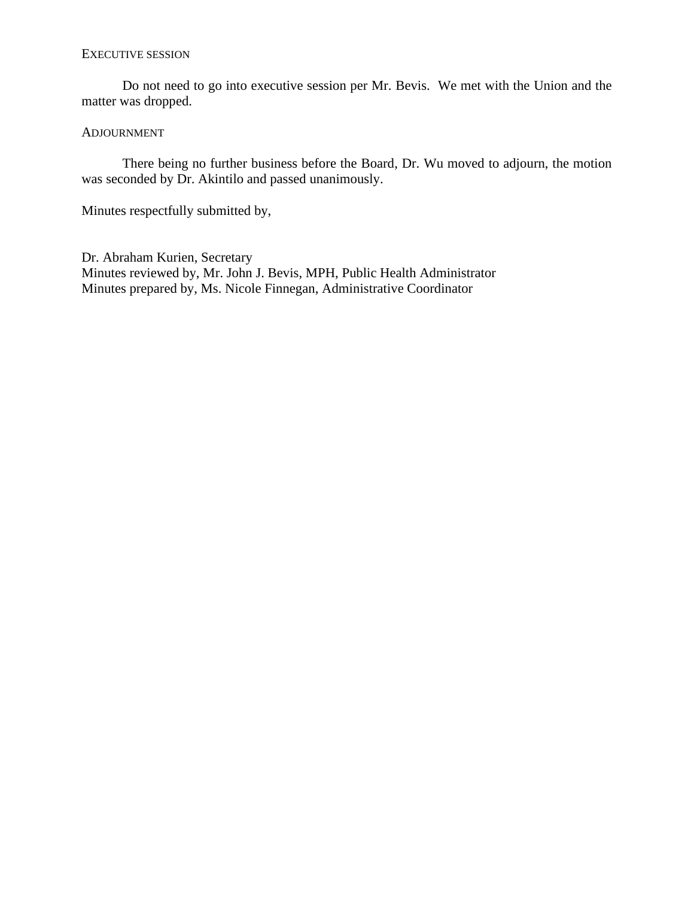## EXECUTIVE SESSION

Do not need to go into executive session per Mr. Bevis. We met with the Union and the matter was dropped.

## ADJOURNMENT

There being no further business before the Board, Dr. Wu moved to adjourn, the motion was seconded by Dr. Akintilo and passed unanimously.

Minutes respectfully submitted by,

Dr. Abraham Kurien, Secretary
Minutes reviewed by, Mr. John J. Bevis, MPH, Public Health Administrator
Minutes prepared by, Ms. Nicole Finnegan, Administrative Coordinator